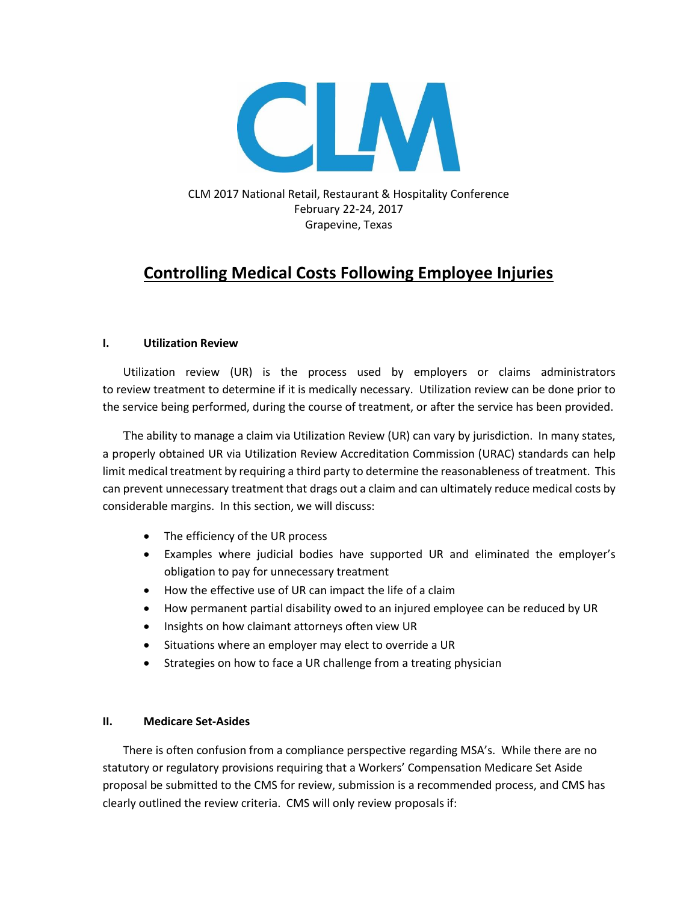CLM 2017 National Retail, Restaurant & Hospitality Conference
February 22-24, 2017
Grapevine, Texas

# Controlling Medical Costs Following Employee Injuries

## I. Utilization Review

Utilization review (UR) is the process used by employers or claims administrators to review treatment to determine if it is medically necessary. Utilization review can be done prior to the service being performed, during the course of treatment, or after the service has been provided.

The ability to manage a claim via Utilization Review (UR) can vary by jurisdiction. In many states, a properly obtained UR via Utilization Review Accreditation Commission (URAC) standards can help limit medical treatment by requiring a third party to determine the reasonableness of treatment. This can prevent unnecessary treatment that drags out a claim and can ultimately reduce medical costs by considerable margins. In this section, we will discuss:

- The efficiency of the UR process
- Examples where judicial bodies have supported UR and eliminated the employer's obligation to pay for unnecessary treatment
- How the effective use of UR can impact the life of a claim
- How permanent partial disability owed to an injured employee can be reduced by UR
- Insights on how claimant attorneys often view UR
- Situations where an employer may elect to override a UR
- Strategies on how to face a UR challenge from a treating physician

## II. Medicare Set-Asides

There is often confusion from a compliance perspective regarding MSA's. While there are no statutory or regulatory provisions requiring that a Workers' Compensation Medicare Set Aside proposal be submitted to the CMS for review, submission is a recommended process, and CMS has clearly outlined the review criteria. CMS will only review proposals if: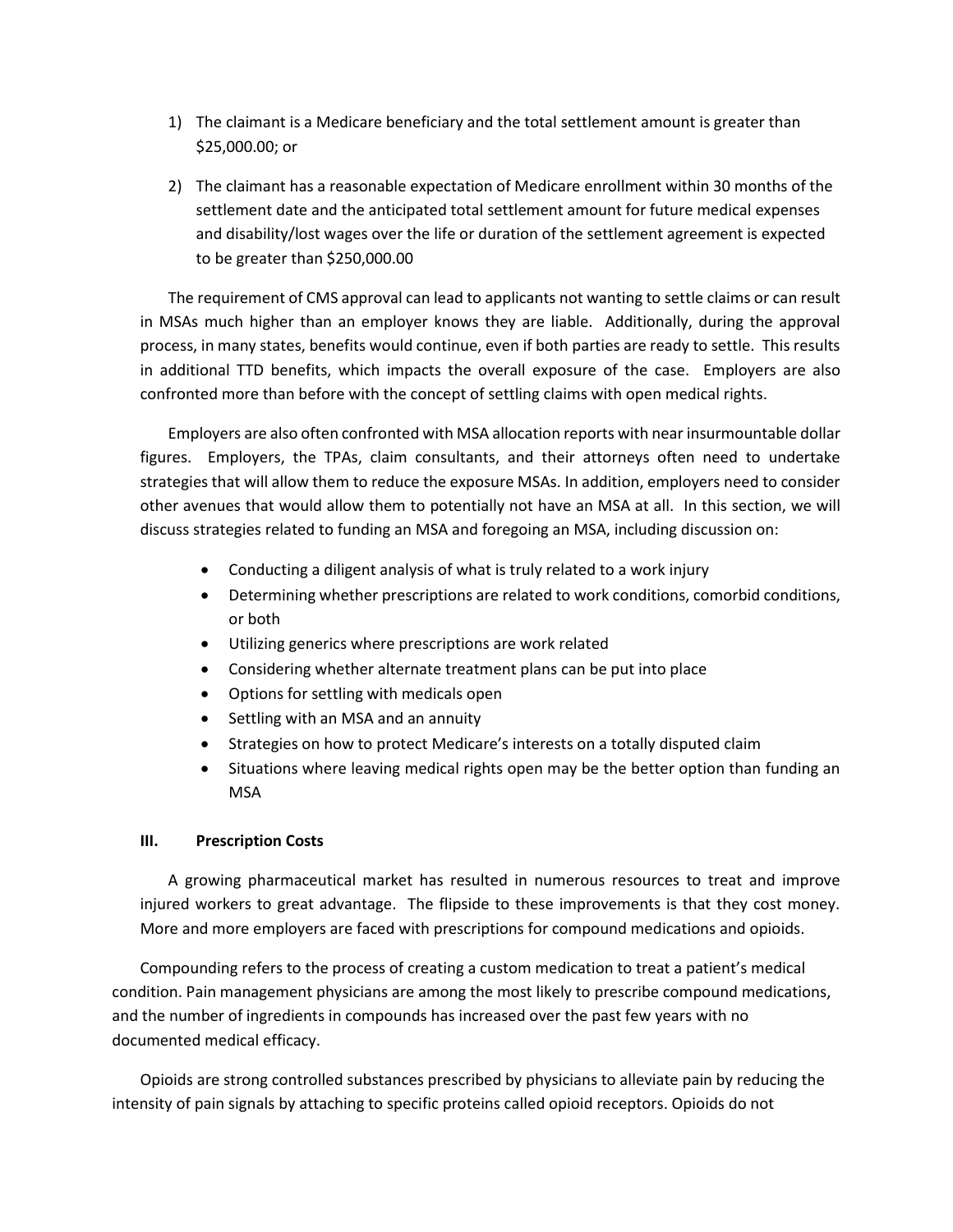1) The claimant is a Medicare beneficiary and the total settlement amount is greater than $25,000.00; or

2) The claimant has a reasonable expectation of Medicare enrollment within 30 months of the settlement date and the anticipated total settlement amount for future medical expenses and disability/lost wages over the life or duration of the settlement agreement is expected to be greater than $250,000.00

The requirement of CMS approval can lead to applicants not wanting to settle claims or can result in MSAs much higher than an employer knows they are liable. Additionally, during the approval process, in many states, benefits would continue, even if both parties are ready to settle. This results in additional TTD benefits, which impacts the overall exposure of the case. Employers are also confronted more than before with the concept of settling claims with open medical rights.

Employers are also often confronted with MSA allocation reports with near insurmountable dollar figures. Employers, the TPAs, claim consultants, and their attorneys often need to undertake strategies that will allow them to reduce the exposure MSAs. In addition, employers need to consider other avenues that would allow them to potentially not have an MSA at all. In this section, we will discuss strategies related to funding an MSA and foregoing an MSA, including discussion on:

- Conducting a diligent analysis of what is truly related to a work injury
- Determining whether prescriptions are related to work conditions, comorbid conditions, or both
- Utilizing generics where prescriptions are work related
- Considering whether alternate treatment plans can be put into place
- Options for settling with medicals open
- Settling with an MSA and an annuity
- Strategies on how to protect Medicare's interests on a totally disputed claim
- Situations where leaving medical rights open may be the better option than funding an MSA

### III. Prescription Costs

A growing pharmaceutical market has resulted in numerous resources to treat and improve injured workers to great advantage. The flipside to these improvements is that they cost money. More and more employers are faced with prescriptions for compound medications and opioids.

Compounding refers to the process of creating a custom medication to treat a patient's medical condition. Pain management physicians are among the most likely to prescribe compound medications, and the number of ingredients in compounds has increased over the past few years with no documented medical efficacy.

Opioids are strong controlled substances prescribed by physicians to alleviate pain by reducing the intensity of pain signals by attaching to specific proteins called opioid receptors. Opioids do not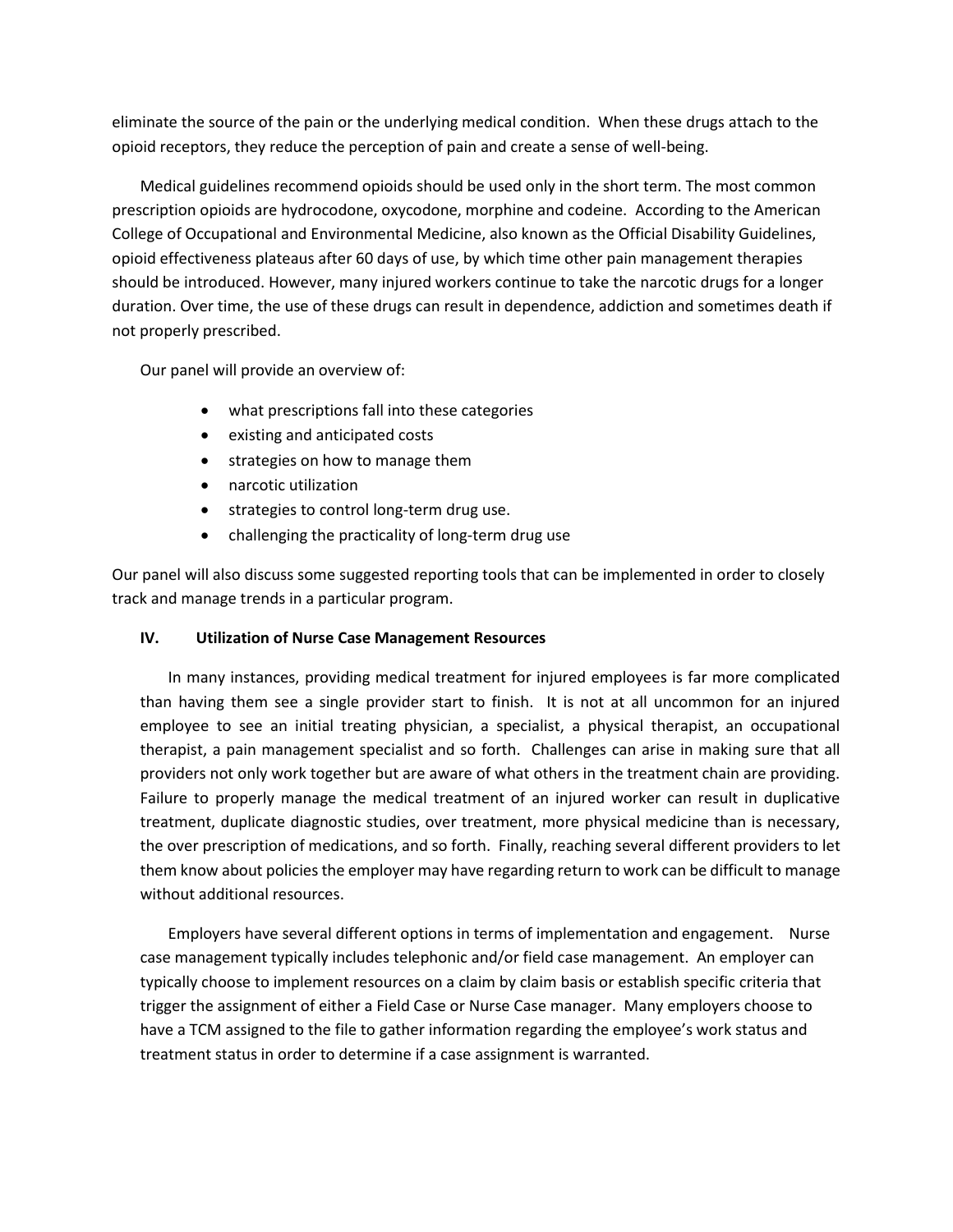eliminate the source of the pain or the underlying medical condition. When these drugs attach to the opioid receptors, they reduce the perception of pain and create a sense of well-being.

Medical guidelines recommend opioids should be used only in the short term. The most common prescription opioids are hydrocodone, oxycodone, morphine and codeine. According to the American College of Occupational and Environmental Medicine, also known as the Official Disability Guidelines, opioid effectiveness plateaus after 60 days of use, by which time other pain management therapies should be introduced. However, many injured workers continue to take the narcotic drugs for a longer duration. Over time, the use of these drugs can result in dependence, addiction and sometimes death if not properly prescribed.

Our panel will provide an overview of:

- what prescriptions fall into these categories
- existing and anticipated costs
- strategies on how to manage them
- narcotic utilization
- strategies to control long-term drug use.
- challenging the practicality of long-term drug use

Our panel will also discuss some suggested reporting tools that can be implemented in order to closely track and manage trends in a particular program.

## IV. Utilization of Nurse Case Management Resources

In many instances, providing medical treatment for injured employees is far more complicated than having them see a single provider start to finish. It is not at all uncommon for an injured employee to see an initial treating physician, a specialist, a physical therapist, an occupational therapist, a pain management specialist and so forth. Challenges can arise in making sure that all providers not only work together but are aware of what others in the treatment chain are providing. Failure to properly manage the medical treatment of an injured worker can result in duplicative treatment, duplicate diagnostic studies, over treatment, more physical medicine than is necessary, the over prescription of medications, and so forth. Finally, reaching several different providers to let them know about policies the employer may have regarding return to work can be difficult to manage without additional resources.

Employers have several different options in terms of implementation and engagement. Nurse case management typically includes telephonic and/or field case management. An employer can typically choose to implement resources on a claim by claim basis or establish specific criteria that trigger the assignment of either a Field Case or Nurse Case manager. Many employers choose to have a TCM assigned to the file to gather information regarding the employee's work status and treatment status in order to determine if a case assignment is warranted.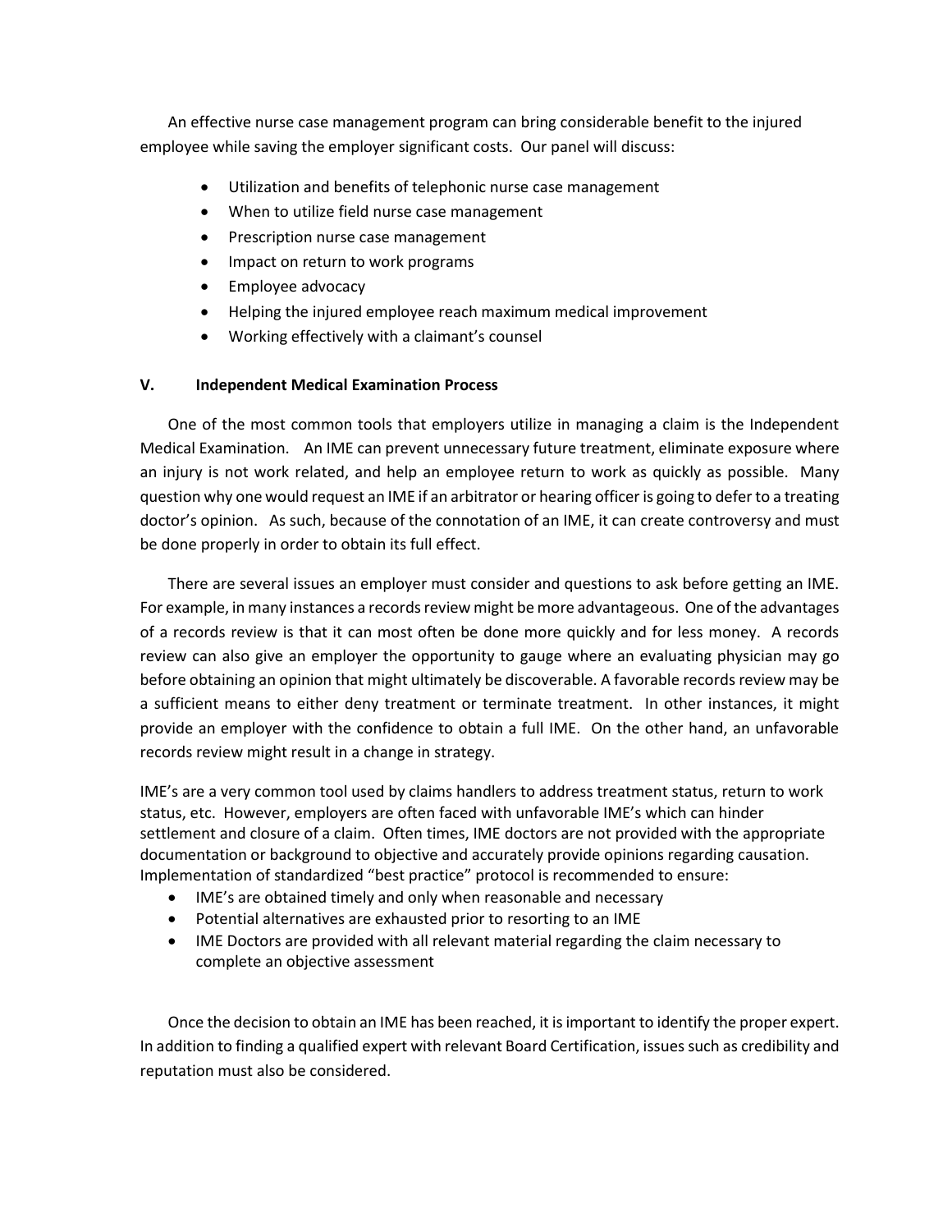An effective nurse case management program can bring considerable benefit to the injured employee while saving the employer significant costs. Our panel will discuss:

- Utilization and benefits of telephonic nurse case management
- When to utilize field nurse case management
- Prescription nurse case management
- Impact on return to work programs
- Employee advocacy
- Helping the injured employee reach maximum medical improvement
- Working effectively with a claimant's counsel

## V. Independent Medical Examination Process

One of the most common tools that employers utilize in managing a claim is the Independent Medical Examination. An IME can prevent unnecessary future treatment, eliminate exposure where an injury is not work related, and help an employee return to work as quickly as possible. Many question why one would request an IME if an arbitrator or hearing officer is going to defer to a treating doctor's opinion. As such, because of the connotation of an IME, it can create controversy and must be done properly in order to obtain its full effect.

There are several issues an employer must consider and questions to ask before getting an IME. For example, in many instances a records review might be more advantageous. One of the advantages of a records review is that it can most often be done more quickly and for less money. A records review can also give an employer the opportunity to gauge where an evaluating physician may go before obtaining an opinion that might ultimately be discoverable. A favorable records review may be a sufficient means to either deny treatment or terminate treatment. In other instances, it might provide an employer with the confidence to obtain a full IME. On the other hand, an unfavorable records review might result in a change in strategy.

IME's are a very common tool used by claims handlers to address treatment status, return to work status, etc. However, employers are often faced with unfavorable IME's which can hinder settlement and closure of a claim. Often times, IME doctors are not provided with the appropriate documentation or background to objective and accurately provide opinions regarding causation. Implementation of standardized "best practice" protocol is recommended to ensure:

- IME's are obtained timely and only when reasonable and necessary
- Potential alternatives are exhausted prior to resorting to an IME
- IME Doctors are provided with all relevant material regarding the claim necessary to complete an objective assessment

Once the decision to obtain an IME has been reached, it is important to identify the proper expert. In addition to finding a qualified expert with relevant Board Certification, issues such as credibility and reputation must also be considered.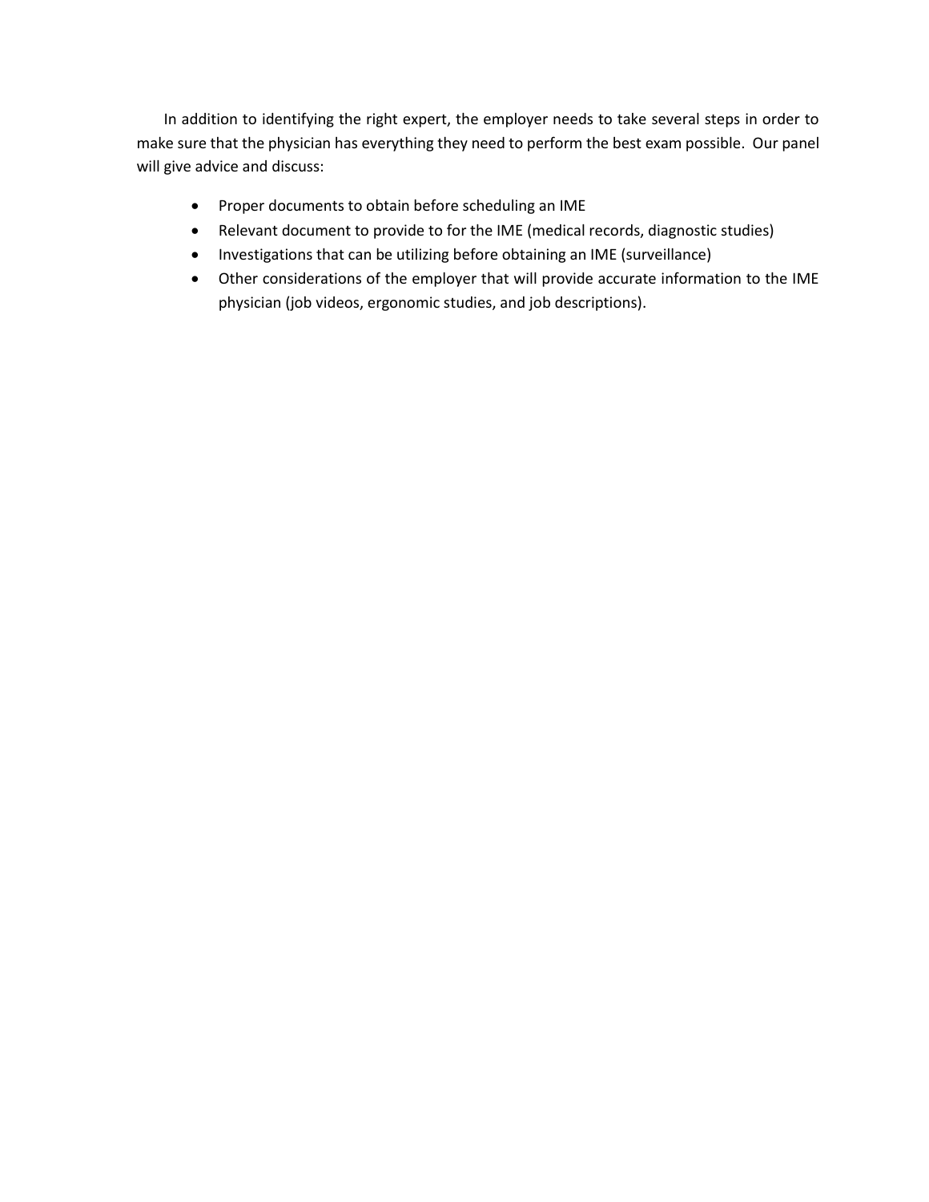In addition to identifying the right expert, the employer needs to take several steps in order to make sure that the physician has everything they need to perform the best exam possible. Our panel will give advice and discuss:

- Proper documents to obtain before scheduling an IME
- Relevant document to provide to for the IME (medical records, diagnostic studies)
- Investigations that can be utilizing before obtaining an IME (surveillance)
- Other considerations of the employer that will provide accurate information to the IME physician (job videos, ergonomic studies, and job descriptions).